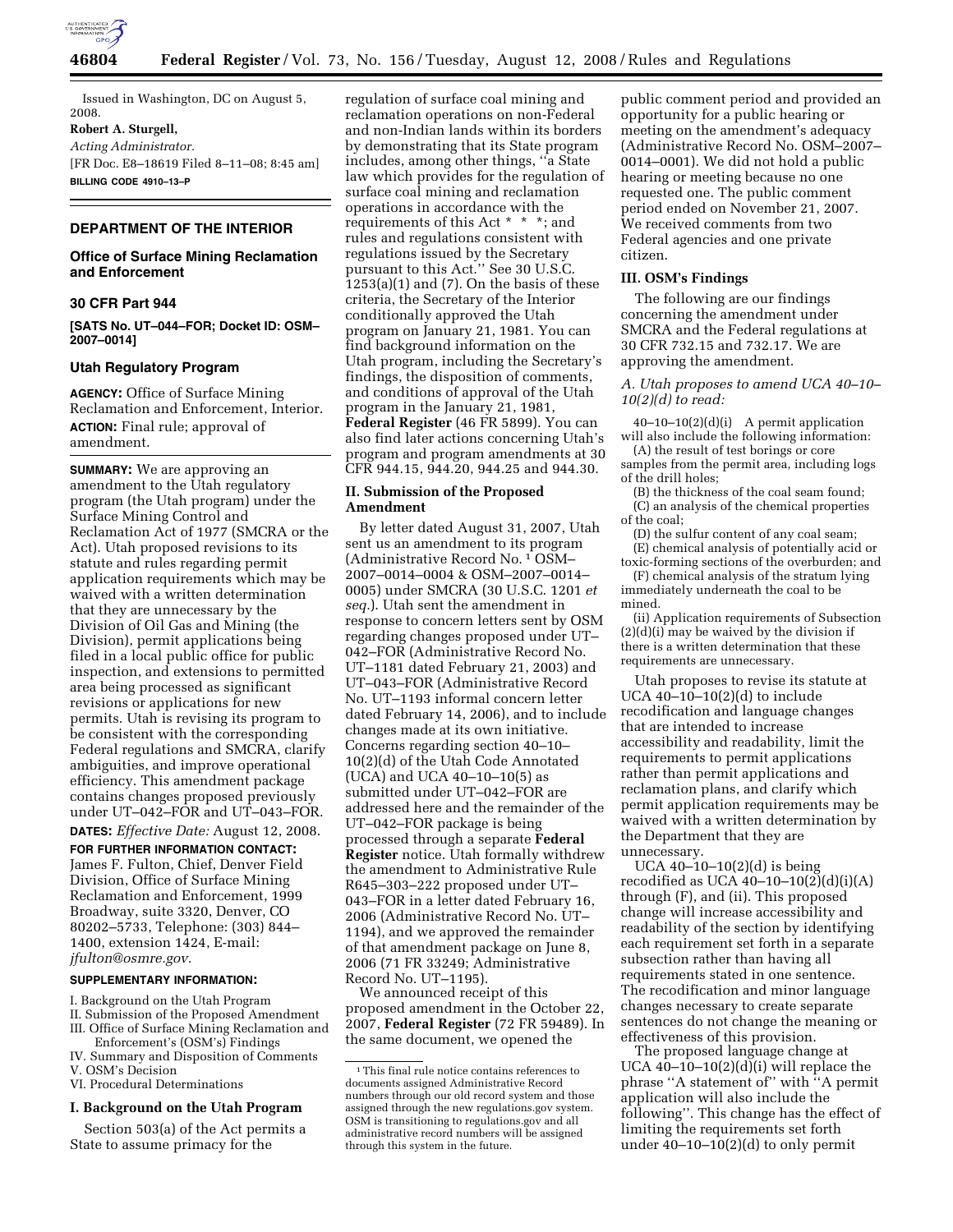Issued in Washington, DC on August 5, 2008.

**Robert A. Sturgell,**

*Acting Administrator.*

[FR Doc. E8–18619 Filed 8–11–08; 8:45 am]

**BILLING CODE 4910–13–P**

## DEPARTMENT OF THE INTERIOR

### Office of Surface Mining Reclamation and Enforcement

### 30 CFR Part 944

**[SATS No. UT–044–FOR; Docket ID: OSM–2007–0014]**

### Utah Regulatory Program

**AGENCY:** Office of Surface Mining Reclamation and Enforcement, Interior.

**ACTION:** Final rule; approval of amendment.

**SUMMARY:** We are approving an amendment to the Utah regulatory program (the Utah program) under the Surface Mining Control and Reclamation Act of 1977 (SMCRA or the Act). Utah proposed revisions to its statute and rules regarding permit application requirements which may be waived with a written determination that they are unnecessary by the Division of Oil Gas and Mining (the Division), permit applications being filed in a local public office for public inspection, and extensions to permitted area being processed as significant revisions or applications for new permits. Utah is revising its program to be consistent with the corresponding Federal regulations and SMCRA, clarify ambiguities, and improve operational efficiency. This amendment package contains changes proposed previously under UT–042–FOR and UT–043–FOR.

**DATES:** *Effective Date:* August 12, 2008.

**FOR FURTHER INFORMATION CONTACT:** James F. Fulton, Chief, Denver Field Division, Office of Surface Mining Reclamation and Enforcement, 1999 Broadway, suite 3320, Denver, CO 80202–5733, Telephone: (303) 844–1400, extension 1424, E-mail: *jfulton@osmre.gov.*

**SUPPLEMENTARY INFORMATION:**

I. Background on the Utah Program
II. Submission of the Proposed Amendment
III. Office of Surface Mining Reclamation and Enforcement's (OSM's) Findings
IV. Summary and Disposition of Comments
V. OSM's Decision
VI. Procedural Determinations

#### I. Background on the Utah Program

Section 503(a) of the Act permits a State to assume primacy for the regulation of surface coal mining and reclamation operations on non-Federal and non-Indian lands within its borders by demonstrating that its State program includes, among other things, "a State law which provides for the regulation of surface coal mining and reclamation operations in accordance with the requirements of this Act * * *; and rules and regulations consistent with regulations issued by the Secretary pursuant to this Act." See 30 U.S.C. 1253(a)(1) and (7). On the basis of these criteria, the Secretary of the Interior conditionally approved the Utah program on January 21, 1981. You can find background information on the Utah program, including the Secretary's findings, the disposition of comments, and conditions of approval of the Utah program in the January 21, 1981, **Federal Register** (46 FR 5899). You can also find later actions concerning Utah's program and program amendments at 30 CFR 944.15, 944.20, 944.25 and 944.30.

#### II. Submission of the Proposed Amendment

By letter dated August 31, 2007, Utah sent us an amendment to its program (Administrative Record No.[1] OSM–2007–0014–0004 & OSM–2007–0014–0005) under SMCRA (30 U.S.C. 1201 *et seq.*). Utah sent the amendment in response to concern letters sent by OSM regarding changes proposed under UT–042–FOR (Administrative Record No. UT–1181 dated February 21, 2003) and UT–043–FOR (Administrative Record No. UT–1193 informal concern letter dated February 14, 2006), and to include changes made at its own initiative. Concerns regarding section 40–10–10(2)(d) of the Utah Code Annotated (UCA) and UCA 40–10–10(5) as submitted under UT–042–FOR are addressed here and the remainder of the UT–042–FOR package is being processed through a separate **Federal Register** notice. Utah formally withdrew the amendment to Administrative Rule R645–303–222 proposed under UT–043–FOR in a letter dated February 16, 2006 (Administrative Record No. UT–1194), and we approved the remainder of that amendment package on June 8, 2006 (71 FR 33249; Administrative Record No. UT–1195).

We announced receipt of this proposed amendment in the October 22, 2007, **Federal Register** (72 FR 59489). In the same document, we opened the public comment period and provided an opportunity for a public hearing or meeting on the amendment's adequacy (Administrative Record No. OSM–2007–0014–0001). We did not hold a public hearing or meeting because no one requested one. The public comment period ended on November 21, 2007. We received comments from two Federal agencies and one private citizen.

[1] This final rule notice contains references to documents assigned Administrative Record numbers through our old record system and those assigned through the new regulations.gov system. OSM is transitioning to regulations.gov and all administrative record numbers will be assigned through this system in the future.

#### III. OSM's Findings

The following are our findings concerning the amendment under SMCRA and the Federal regulations at 30 CFR 732.15 and 732.17. We are approving the amendment.

*A. Utah proposes to amend UCA 40–10–10(2)(d) to read:*

40–10–10(2)(d)(i) A permit application will also include the following information:

(A) the result of test borings or core samples from the permit area, including logs of the drill holes;

(B) the thickness of the coal seam found;

(C) an analysis of the chemical properties of the coal;

(D) the sulfur content of any coal seam;

(E) chemical analysis of potentially acid or toxic-forming sections of the overburden; and

(F) chemical analysis of the stratum lying immediately underneath the coal to be mined.

(ii) Application requirements of Subsection (2)(d)(i) may be waived by the division if there is a written determination that these requirements are unnecessary.

Utah proposes to revise its statute at UCA 40–10–10(2)(d) to include recodification and language changes that are intended to increase accessibility and readability, limit the requirements to permit applications rather than permit applications and reclamation plans, and clarify which permit application requirements may be waived with a written determination by the Department that they are unnecessary.

UCA 40–10–10(2)(d) is being recodified as UCA 40–10–10(2)(d)(i)(A) through (F), and (ii). This proposed change will increase accessibility and readability of the section by identifying each requirement set forth in a separate subsection rather than having all requirements stated in one sentence. The recodification and minor language changes necessary to create separate sentences do not change the meaning or effectiveness of this provision.

The proposed language change at UCA 40–10–10(2)(d)(i) will replace the phrase "A statement of" with "A permit application will also include the following". This change has the effect of limiting the requirements set forth under 40–10–10(2)(d) to only permit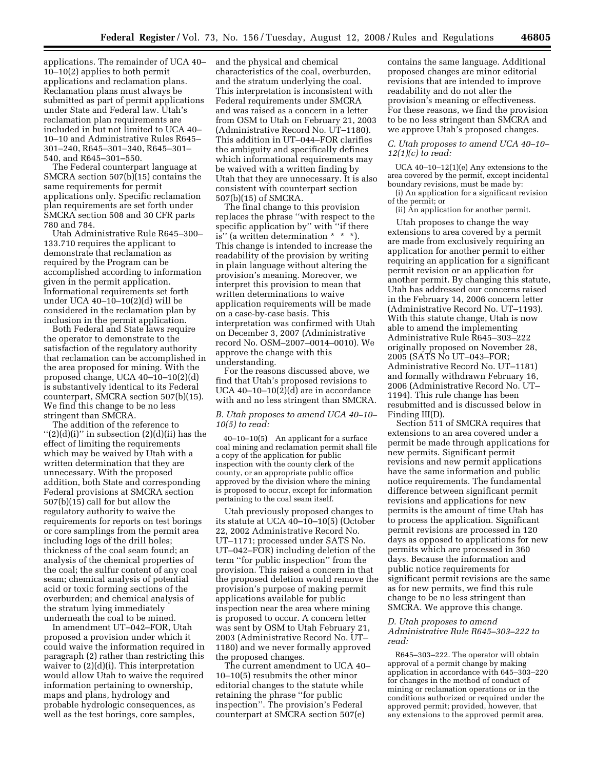applications. The remainder of UCA 40–10–10(2) applies to both permit applications and reclamation plans. Reclamation plans must always be submitted as part of permit applications under State and Federal law. Utah's reclamation plan requirements are included in but not limited to UCA 40–10–10 and Administrative Rules R645–301–240, R645–301–340, R645–301–540, and R645–301–550.

The Federal counterpart language at SMCRA section 507(b)(15) contains the same requirements for permit applications only. Specific reclamation plan requirements are set forth under SMCRA section 508 and 30 CFR parts 780 and 784.

Utah Administrative Rule R645–300–133.710 requires the applicant to demonstrate that reclamation as required by the Program can be accomplished according to information given in the permit application. Informational requirements set forth under UCA 40–10–10(2)(d) will be considered in the reclamation plan by inclusion in the permit application.

Both Federal and State laws require the operator to demonstrate to the satisfaction of the regulatory authority that reclamation can be accomplished in the area proposed for mining. With the proposed change, UCA 40–10–10(2)(d) is substantively identical to its Federal counterpart, SMCRA section 507(b)(15). We find this change to be no less stringent than SMCRA.

The addition of the reference to "(2)(d)(i)" in subsection (2)(d)(ii) has the effect of limiting the requirements which may be waived by Utah with a written determination that they are unnecessary. With the proposed addition, both State and corresponding Federal provisions at SMCRA section 507(b)(15) call for but allow the regulatory authority to waive the requirements for reports on test borings or core samplings from the permit area including logs of the drill holes; thickness of the coal seam found; an analysis of the chemical properties of the coal; the sulfur content of any coal seam; chemical analysis of potential acid or toxic forming sections of the overburden; and chemical analysis of the stratum lying immediately underneath the coal to be mined.

In amendment UT–042–FOR, Utah proposed a provision under which it could waive the information required in paragraph (2) rather than restricting this waiver to (2)(d)(i). This interpretation would allow Utah to waive the required information pertaining to ownership, maps and plans, hydrology and probable hydrologic consequences, as well as the test borings, core samples, and the physical and chemical characteristics of the coal, overburden, and the stratum underlying the coal. This interpretation is inconsistent with Federal requirements under SMCRA and was raised as a concern in a letter from OSM to Utah on February 21, 2003 (Administrative Record No. UT–1180). This addition in UT–044–FOR clarifies the ambiguity and specifically defines which informational requirements may be waived with a written finding by Utah that they are unnecessary. It is also consistent with counterpart section 507(b)(15) of SMCRA.

The final change to this provision replaces the phrase "with respect to the specific application by" with "if there is" (a written determination * * *). This change is intended to increase the readability of the provision by writing in plain language without altering the provision's meaning. Moreover, we interpret this provision to mean that written determinations to waive application requirements will be made on a case-by-case basis. This interpretation was confirmed with Utah on December 3, 2007 (Administrative record No. OSM–2007–0014–0010). We approve the change with this understanding.

For the reasons discussed above, we find that Utah's proposed revisions to UCA 40–10–10(2)(d) are in accordance with and no less stringent than SMCRA.

*B. Utah proposes to amend UCA 40–10–10(5) to read:*

40–10–10(5) An applicant for a surface coal mining and reclamation permit shall file a copy of the application for public inspection with the county clerk of the county, or an appropriate public office approved by the division where the mining is proposed to occur, except for information pertaining to the coal seam itself.

Utah previously proposed changes to its statute at UCA 40–10–10(5) (October 22, 2002 Administrative Record No. UT–1171; processed under SATS No. UT–042–FOR) including deletion of the term "for public inspection" from the provision. This raised a concern in that the proposed deletion would remove the provision's purpose of making permit applications available for public inspection near the area where mining is proposed to occur. A concern letter was sent by OSM to Utah February 21, 2003 (Administrative Record No. UT–1180) and we never formally approved the proposed changes.

The current amendment to UCA 40–10–10(5) resubmits the other minor editorial changes to the statute while retaining the phrase "for public inspection". The provision's Federal counterpart at SMCRA section 507(e) contains the same language. Additional proposed changes are minor editorial revisions that are intended to improve readability and do not alter the provision's meaning or effectiveness. For these reasons, we find the provision to be no less stringent than SMCRA and we approve Utah's proposed changes.

*C. Utah proposes to amend UCA 40–10–12(1)(c) to read:*

UCA 40–10–12(1)(e) Any extensions to the area covered by the permit, except incidental boundary revisions, must be made by:

(i) An application for a significant revision of the permit; or

(ii) An application for another permit.

Utah proposes to change the way extensions to area covered by a permit are made from exclusively requiring an application for another permit to either requiring an application for a significant permit revision or an application for another permit. By changing this statute, Utah has addressed our concerns raised in the February 14, 2006 concern letter (Administrative Record No. UT–1193). With this statute change, Utah is now able to amend the implementing Administrative Rule R645–303–222 originally proposed on November 28, 2005 (SATS No UT–043–FOR; Administrative Record No. UT–1181) and formally withdrawn February 16, 2006 (Administrative Record No. UT–1194). This rule change has been resubmitted and is discussed below in Finding III(D).

Section 511 of SMCRA requires that extensions to an area covered under a permit be made through applications for new permits. Significant permit revisions and new permit applications have the same information and public notice requirements. The fundamental difference between significant permit revisions and applications for new permits is the amount of time Utah has to process the application. Significant permit revisions are processed in 120 days as opposed to applications for new permits which are processed in 360 days. Because the information and public notice requirements for significant permit revisions are the same as for new permits, we find this rule change to be no less stringent than SMCRA. We approve this change.

*D. Utah proposes to amend Administrative Rule R645–303–222 to read:*

R645–303–222. The operator will obtain approval of a permit change by making application in accordance with 645–303–220 for changes in the method of conduct of mining or reclamation operations or in the conditions authorized or required under the approved permit; provided, however, that any extensions to the approved permit area,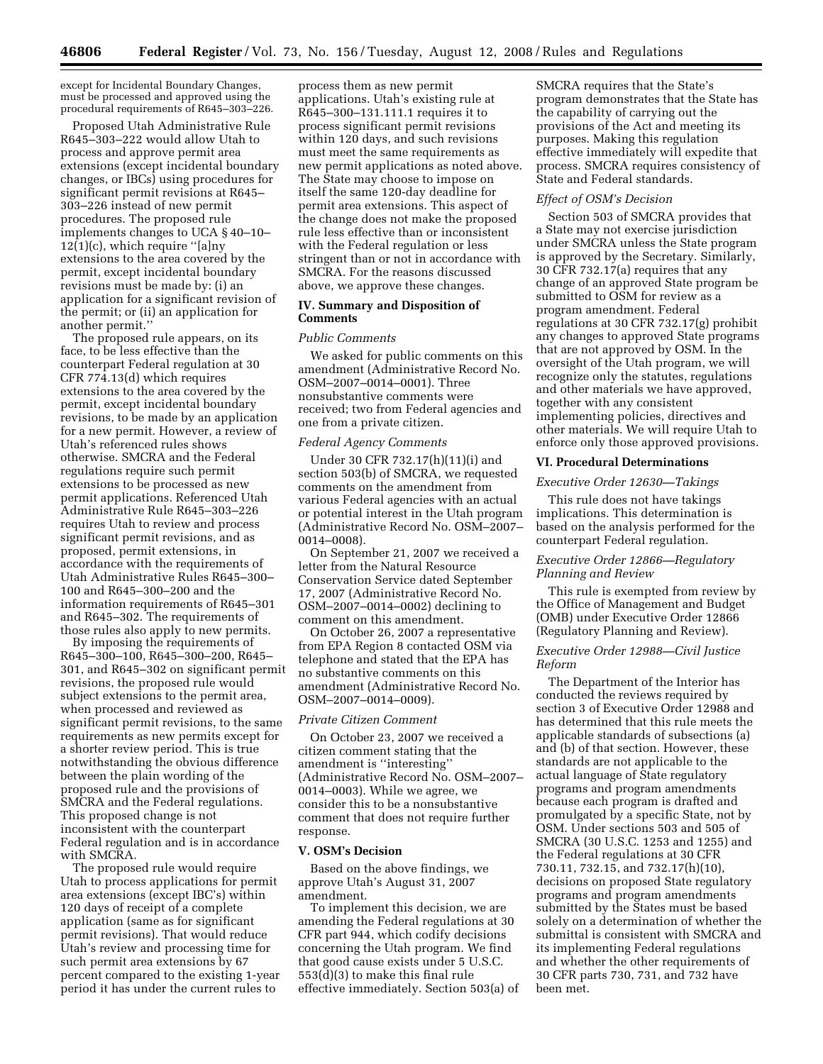except for Incidental Boundary Changes, must be processed and approved using the procedural requirements of R645–303–226.

Proposed Utah Administrative Rule R645–303–222 would allow Utah to process and approve permit area extensions (except incidental boundary changes, or IBCs) using procedures for significant permit revisions at R645–303–226 instead of new permit procedures. The proposed rule implements changes to UCA § 40–10–12(1)(c), which require ''[a]ny extensions to the area covered by the permit, except incidental boundary revisions must be made by: (i) an application for a significant revision of the permit; or (ii) an application for another permit.''

The proposed rule appears, on its face, to be less effective than the counterpart Federal regulation at 30 CFR 774.13(d) which requires extensions to the area covered by the permit, except incidental boundary revisions, to be made by an application for a new permit. However, a review of Utah's referenced rules shows otherwise. SMCRA and the Federal regulations require such permit extensions to be processed as new permit applications. Referenced Utah Administrative Rule R645–303–226 requires Utah to review and process significant permit revisions, and as proposed, permit extensions, in accordance with the requirements of Utah Administrative Rules R645–300–100 and R645–300–200 and the information requirements of R645–301 and R645–302. The requirements of those rules also apply to new permits.

By imposing the requirements of R645–300–100, R645–300–200, R645–301, and R645–302 on significant permit revisions, the proposed rule would subject extensions to the permit area, when processed and reviewed as significant permit revisions, to the same requirements as new permits except for a shorter review period. This is true notwithstanding the obvious difference between the plain wording of the proposed rule and the provisions of SMCRA and the Federal regulations. This proposed change is not inconsistent with the counterpart Federal regulation and is in accordance with SMCRA.

The proposed rule would require Utah to process applications for permit area extensions (except IBC's) within 120 days of receipt of a complete application (same as for significant permit revisions). That would reduce Utah's review and processing time for such permit area extensions by 67 percent compared to the existing 1-year period it has under the current rules to process them as new permit applications. Utah's existing rule at R645–300–131.111.1 requires it to process significant permit revisions within 120 days, and such revisions must meet the same requirements as new permit applications as noted above. The State may choose to impose on itself the same 120-day deadline for permit area extensions. This aspect of the change does not make the proposed rule less effective than or inconsistent with the Federal regulation or less stringent than or not in accordance with SMCRA. For the reasons discussed above, we approve these changes.

## IV. Summary and Disposition of Comments

*Public Comments*

We asked for public comments on this amendment (Administrative Record No. OSM–2007–0014–0001). Three nonsubstantive comments were received; two from Federal agencies and one from a private citizen.

*Federal Agency Comments*

Under 30 CFR 732.17(h)(11)(i) and section 503(b) of SMCRA, we requested comments on the amendment from various Federal agencies with an actual or potential interest in the Utah program (Administrative Record No. OSM–2007–0014–0008).

On September 21, 2007 we received a letter from the Natural Resource Conservation Service dated September 17, 2007 (Administrative Record No. OSM–2007–0014–0002) declining to comment on this amendment.

On October 26, 2007 a representative from EPA Region 8 contacted OSM via telephone and stated that the EPA has no substantive comments on this amendment (Administrative Record No. OSM–2007–0014–0009).

*Private Citizen Comment*

On October 23, 2007 we received a citizen comment stating that the amendment is ''interesting'' (Administrative Record No. OSM–2007–0014–0003). While we agree, we consider this to be a nonsubstantive comment that does not require further response.

## V. OSM's Decision

Based on the above findings, we approve Utah's August 31, 2007 amendment.

To implement this decision, we are amending the Federal regulations at 30 CFR part 944, which codify decisions concerning the Utah program. We find that good cause exists under 5 U.S.C. 553(d)(3) to make this final rule effective immediately. Section 503(a) of SMCRA requires that the State's program demonstrates that the State has the capability of carrying out the provisions of the Act and meeting its purposes. Making this regulation effective immediately will expedite that process. SMCRA requires consistency of State and Federal standards.

*Effect of OSM's Decision*

Section 503 of SMCRA provides that a State may not exercise jurisdiction under SMCRA unless the State program is approved by the Secretary. Similarly, 30 CFR 732.17(a) requires that any change of an approved State program be submitted to OSM for review as a program amendment. Federal regulations at 30 CFR 732.17(g) prohibit any changes to approved State programs that are not approved by OSM. In the oversight of the Utah program, we will recognize only the statutes, regulations and other materials we have approved, together with any consistent implementing policies, directives and other materials. We will require Utah to enforce only those approved provisions.

## VI. Procedural Determinations

*Executive Order 12630—Takings*

This rule does not have takings implications. This determination is based on the analysis performed for the counterpart Federal regulation.

*Executive Order 12866—Regulatory Planning and Review*

This rule is exempted from review by the Office of Management and Budget (OMB) under Executive Order 12866 (Regulatory Planning and Review).

*Executive Order 12988—Civil Justice Reform*

The Department of the Interior has conducted the reviews required by section 3 of Executive Order 12988 and has determined that this rule meets the applicable standards of subsections (a) and (b) of that section. However, these standards are not applicable to the actual language of State regulatory programs and program amendments because each program is drafted and promulgated by a specific State, not by OSM. Under sections 503 and 505 of SMCRA (30 U.S.C. 1253 and 1255) and the Federal regulations at 30 CFR 730.11, 732.15, and 732.17(h)(10), decisions on proposed State regulatory programs and program amendments submitted by the States must be based solely on a determination of whether the submittal is consistent with SMCRA and its implementing Federal regulations and whether the other requirements of 30 CFR parts 730, 731, and 732 have been met.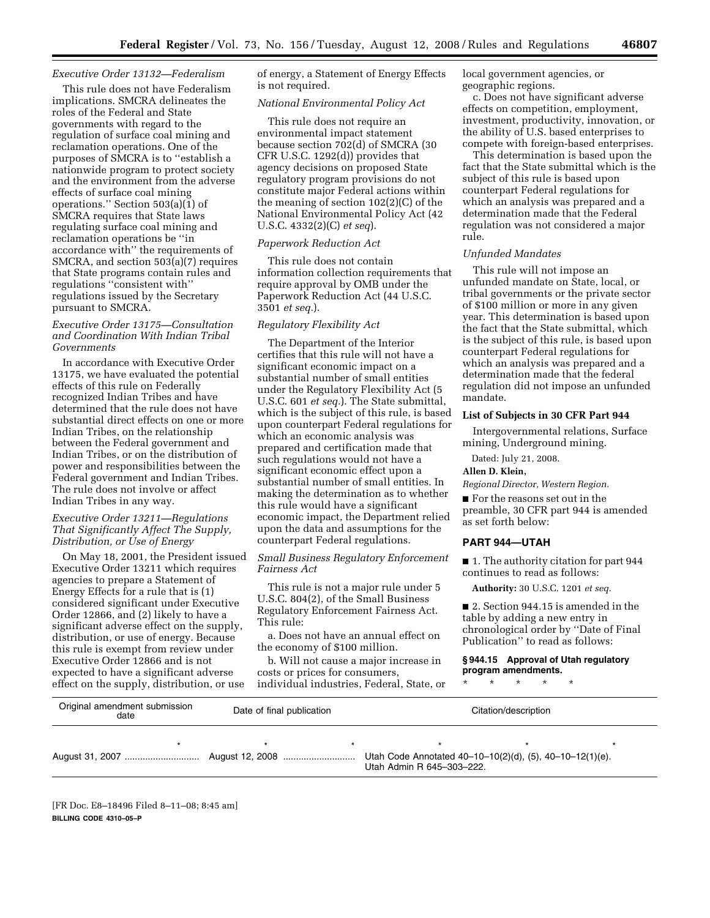*Executive Order 13132—Federalism*

This rule does not have Federalism implications. SMCRA delineates the roles of the Federal and State governments with regard to the regulation of surface coal mining and reclamation operations. One of the purposes of SMCRA is to ''establish a nationwide program to protect society and the environment from the adverse effects of surface coal mining operations.'' Section 503(a)(1) of SMCRA requires that State laws regulating surface coal mining and reclamation operations be ''in accordance with'' the requirements of SMCRA, and section 503(a)(7) requires that State programs contain rules and regulations ''consistent with'' regulations issued by the Secretary pursuant to SMCRA.

*Executive Order 13175—Consultation and Coordination With Indian Tribal Governments*

In accordance with Executive Order 13175, we have evaluated the potential effects of this rule on Federally recognized Indian Tribes and have determined that the rule does not have substantial direct effects on one or more Indian Tribes, on the relationship between the Federal government and Indian Tribes, or on the distribution of power and responsibilities between the Federal government and Indian Tribes. The rule does not involve or affect Indian Tribes in any way.

*Executive Order 13211—Regulations That Significantly Affect The Supply, Distribution, or Use of Energy*

On May 18, 2001, the President issued Executive Order 13211 which requires agencies to prepare a Statement of Energy Effects for a rule that is (1) considered significant under Executive Order 12866, and (2) likely to have a significant adverse effect on the supply, distribution, or use of energy. Because this rule is exempt from review under Executive Order 12866 and is not expected to have a significant adverse effect on the supply, distribution, or use of energy, a Statement of Energy Effects is not required.

*National Environmental Policy Act*

This rule does not require an environmental impact statement because section 702(d) of SMCRA (30 CFR U.S.C. 1292(d)) provides that agency decisions on proposed State regulatory program provisions do not constitute major Federal actions within the meaning of section 102(2)(C) of the National Environmental Policy Act (42 U.S.C. 4332(2)(C) *et seq*).

*Paperwork Reduction Act*

This rule does not contain information collection requirements that require approval by OMB under the Paperwork Reduction Act (44 U.S.C. 3501 *et seq*.).

*Regulatory Flexibility Act*

The Department of the Interior certifies that this rule will not have a significant economic impact on a substantial number of small entities under the Regulatory Flexibility Act (5 U.S.C. 601 *et seq*.). The State submittal, which is the subject of this rule, is based upon counterpart Federal regulations for which an economic analysis was prepared and certification made that such regulations would not have a significant economic effect upon a substantial number of small entities. In making the determination as to whether this rule would have a significant economic impact, the Department relied upon the data and assumptions for the counterpart Federal regulations.

*Small Business Regulatory Enforcement Fairness Act*

This rule is not a major rule under 5 U.S.C. 804(2), of the Small Business Regulatory Enforcement Fairness Act. This rule:

a. Does not have an annual effect on the economy of $100 million.

b. Will not cause a major increase in costs or prices for consumers, individual industries, Federal, State, or local government agencies, or geographic regions.

c. Does not have significant adverse effects on competition, employment, investment, productivity, innovation, or the ability of U.S. based enterprises to compete with foreign-based enterprises.

This determination is based upon the fact that the State submittal which is the subject of this rule is based upon counterpart Federal regulations for which an analysis was prepared and a determination made that the Federal regulation was not considered a major rule.

*Unfunded Mandates*

This rule will not impose an unfunded mandate on State, local, or tribal governments or the private sector of $100 million or more in any given year. This determination is based upon the fact that the State submittal, which is the subject of this rule, is based upon counterpart Federal regulations for which an analysis was prepared and a determination made that the federal regulation did not impose an unfunded mandate.

**List of Subjects in 30 CFR Part 944**

Intergovernmental relations, Surface mining, Underground mining.

Dated: July 21, 2008.

**Allen D. Klein,**

*Regional Director, Western Region.*

■ For the reasons set out in the preamble, 30 CFR part 944 is amended as set forth below:

## PART 944—UTAH

■ 1. The authority citation for part 944 continues to read as follows:

**Authority:** 30 U.S.C. 1201 *et seq.*

■ 2. Section 944.15 is amended in the table by adding a new entry in chronological order by ''Date of Final Publication'' to read as follows:

**§ 944.15 Approval of Utah regulatory program amendments.**

\* \* \* \* \*

| Original amendment submission date | Date of final publication | Citation/description |
|---|---|---|
| * * | * * | * * |
| August 31, 2007 | August 12, 2008 | Utah Code Annotated 40–10–10(2)(d), (5), 40–10–12(1)(e). Utah Admin R 645–303–222. |

[FR Doc. E8–18496 Filed 8–11–08; 8:45 am]

**BILLING CODE 4310–05–P**